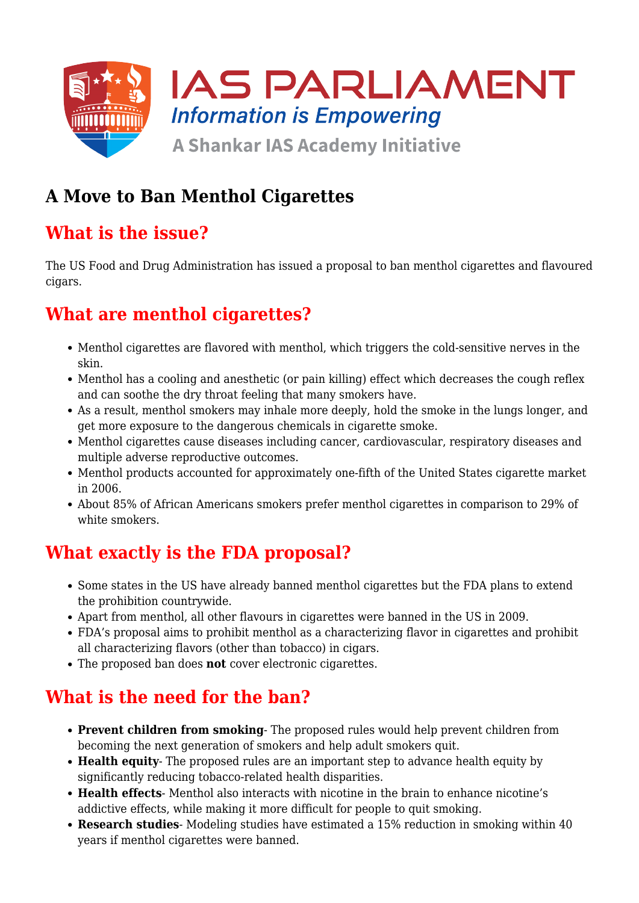# A Move to Ban Menthol Cigarettes

## What is the issue?

The US Food and Drug Administration has issued a proposal to ban menthol cigarettes and flavoured cigars.

## What are menthol cigarettes?

- Menthol cigarettes are flavored with menthol, which triggers the cold-sensitive nerves in the skin.
- Menthol has a cooling and anesthetic (or pain killing) effect which decreases the cough reflex and can soothe the dry throat feeling that many smokers have.
- As a result, menthol smokers may inhale more deeply, hold the smoke in the lungs longer, and get more exposure to the dangerous chemicals in cigarette smoke.
- Menthol cigarettes cause diseases including cancer, cardiovascular, respiratory diseases and multiple adverse reproductive outcomes.
- Menthol products accounted for approximately one-fifth of the United States cigarette market in 2006.
- About 85% of African Americans smokers prefer menthol cigarettes in comparison to 29% of white smokers.

## What exactly is the FDA proposal?

- Some states in the US have already banned menthol cigarettes but the FDA plans to extend the prohibition countrywide.
- Apart from menthol, all other flavours in cigarettes were banned in the US in 2009.
- FDA's proposal aims to prohibit menthol as a characterizing flavor in cigarettes and prohibit all characterizing flavors (other than tobacco) in cigars.
- The proposed ban does **not** cover electronic cigarettes.

## What is the need for the ban?

- **Prevent children from smoking**- The proposed rules would help prevent children from becoming the next generation of smokers and help adult smokers quit.
- **Health equity**- The proposed rules are an important step to advance health equity by significantly reducing tobacco-related health disparities.
- **Health effects**- Menthol also interacts with nicotine in the brain to enhance nicotine's addictive effects, while making it more difficult for people to quit smoking.
- **Research studies**- Modeling studies have estimated a 15% reduction in smoking within 40 years if menthol cigarettes were banned.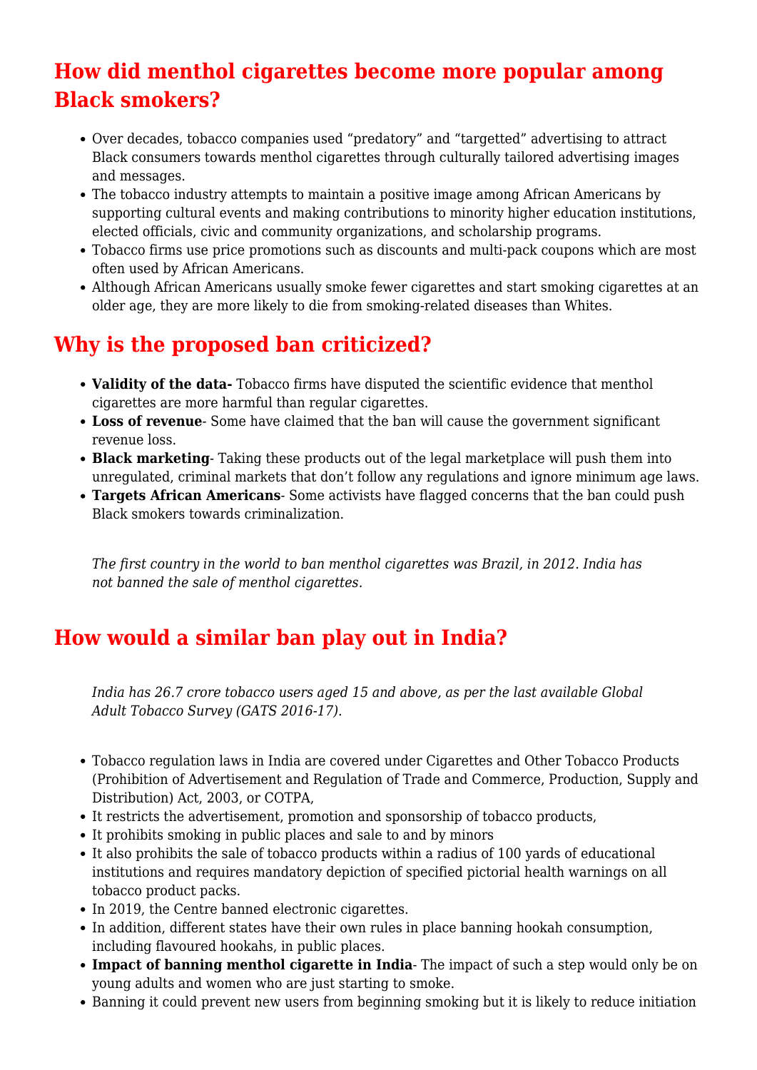## How did menthol cigarettes become more popular among Black smokers?

- Over decades, tobacco companies used "predatory" and "targetted" advertising to attract Black consumers towards menthol cigarettes through culturally tailored advertising images and messages.
- The tobacco industry attempts to maintain a positive image among African Americans by supporting cultural events and making contributions to minority higher education institutions, elected officials, civic and community organizations, and scholarship programs.
- Tobacco firms use price promotions such as discounts and multi-pack coupons which are most often used by African Americans.
- Although African Americans usually smoke fewer cigarettes and start smoking cigarettes at an older age, they are more likely to die from smoking-related diseases than Whites.

## Why is the proposed ban criticized?

- **Validity of the data-** Tobacco firms have disputed the scientific evidence that menthol cigarettes are more harmful than regular cigarettes.
- **Loss of revenue**- Some have claimed that the ban will cause the government significant revenue loss.
- **Black marketing**- Taking these products out of the legal marketplace will push them into unregulated, criminal markets that don't follow any regulations and ignore minimum age laws.
- **Targets African Americans**- Some activists have flagged concerns that the ban could push Black smokers towards criminalization.

> *The first country in the world to ban menthol cigarettes was Brazil, in 2012. India has not banned the sale of menthol cigarettes.*

## How would a similar ban play out in India?

> *India has 26.7 crore tobacco users aged 15 and above, as per the last available Global Adult Tobacco Survey (GATS 2016-17).*

- Tobacco regulation laws in India are covered under Cigarettes and Other Tobacco Products (Prohibition of Advertisement and Regulation of Trade and Commerce, Production, Supply and Distribution) Act, 2003, or COTPA,
- It restricts the advertisement, promotion and sponsorship of tobacco products,
- It prohibits smoking in public places and sale to and by minors
- It also prohibits the sale of tobacco products within a radius of 100 yards of educational institutions and requires mandatory depiction of specified pictorial health warnings on all tobacco product packs.
- In 2019, the Centre banned electronic cigarettes.
- In addition, different states have their own rules in place banning hookah consumption, including flavoured hookahs, in public places.
- **Impact of banning menthol cigarette in India**- The impact of such a step would only be on young adults and women who are just starting to smoke.
- Banning it could prevent new users from beginning smoking but it is likely to reduce initiation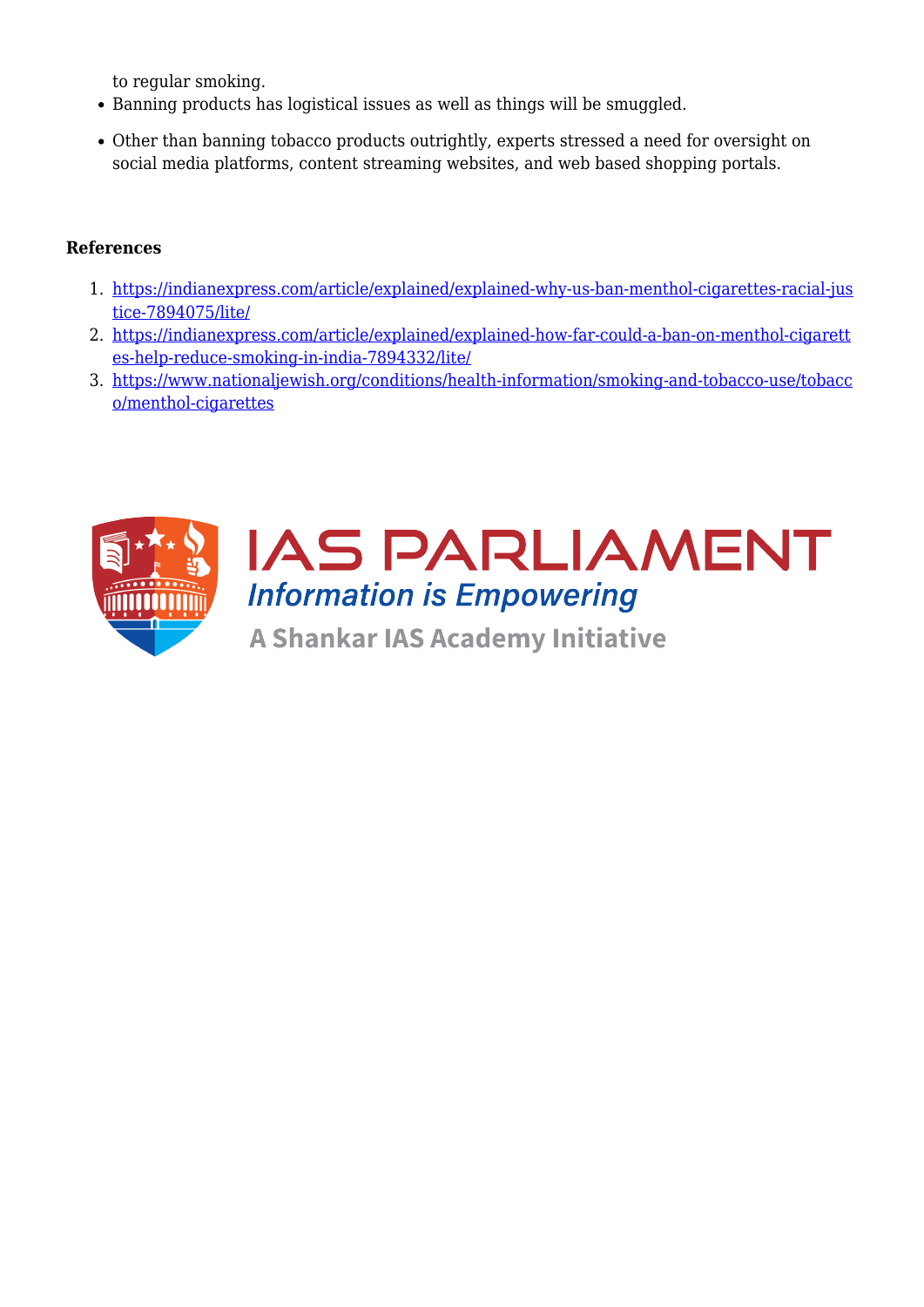to regular smoking.

- Banning products has logistical issues as well as things will be smuggled.
- Other than banning tobacco products outrightly, experts stressed a need for oversight on social media platforms, content streaming websites, and web based shopping portals.

**References**

1. https://indianexpress.com/article/explained/explained-why-us-ban-menthol-cigarettes-racial-justice-7894075/lite/
2. https://indianexpress.com/article/explained/explained-how-far-could-a-ban-on-menthol-cigarettes-help-reduce-smoking-in-india-7894332/lite/
3. https://www.nationaljewish.org/conditions/health-information/smoking-and-tobacco-use/tobacco/menthol-cigarettes

IAS PARLIAMENT

*Information is Empowering*

A Shankar IAS Academy Initiative